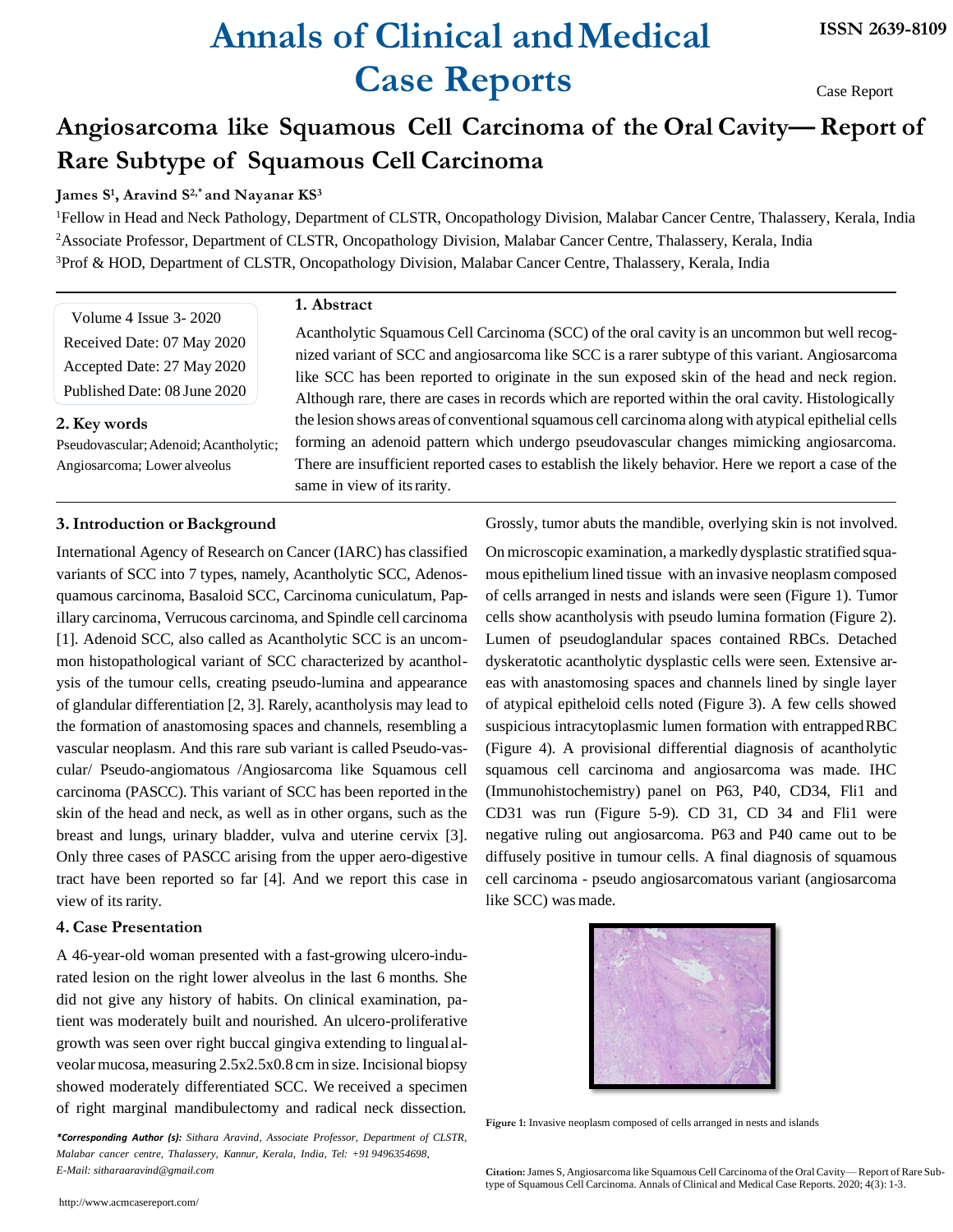# Angiosarcoma like Squamous Cell Carcinoma of the Oral Cavity— Report of Rare Subtype of Squamous Cell Carcinoma

**James S[1], Aravind S[2,*] and Nayanar KS[3]**

[1]Fellow in Head and Neck Pathology, Department of CLSTR, Oncopathology Division, Malabar Cancer Centre, Thalassery, Kerala, India

[2]Associate Professor, Department of CLSTR, Oncopathology Division, Malabar Cancer Centre, Thalassery, Kerala, India

[3]Prof & HOD, Department of CLSTR, Oncopathology Division, Malabar Cancer Centre, Thalassery, Kerala, India

Case Report

Volume 4 Issue 3- 2020
Received Date: 07 May 2020
Accepted Date: 27 May 2020
Published Date: 08 June 2020

## 1. Abstract

Acantholytic Squamous Cell Carcinoma (SCC) of the oral cavity is an uncommon but well recognized variant of SCC and angiosarcoma like SCC is a rarer subtype of this variant. Angiosarcoma like SCC has been reported to originate in the sun exposed skin of the head and neck region. Although rare, there are cases in records which are reported within the oral cavity. Histologically the lesion shows areas of conventional squamous cell carcinoma along with atypical epithelial cells forming an adenoid pattern which undergo pseudovascular changes mimicking angiosarcoma. There are insufficient reported cases to establish the likely behavior. Here we report a case of the same in view of its rarity.

## 2. Key words

Pseudovascular; Adenoid; Acantholytic; Angiosarcoma; Lower alveolus

## 3. Introduction or Background

International Agency of Research on Cancer (IARC) has classified variants of SCC into 7 types, namely, Acantholytic SCC, Adenosquamous carcinoma, Basaloid SCC, Carcinoma cuniculatum, Papillary carcinoma, Verrucous carcinoma, and Spindle cell carcinoma [1]. Adenoid SCC, also called as Acantholytic SCC is an uncommon histopathological variant of SCC characterized by acantholysis of the tumour cells, creating pseudo-lumina and appearance of glandular differentiation [2, 3]. Rarely, acantholysis may lead to the formation of anastomosing spaces and channels, resembling a vascular neoplasm. And this rare sub variant is called Pseudo-vascular/ Pseudo-angiomatous /Angiosarcoma like Squamous cell carcinoma (PASCC). This variant of SCC has been reported in the skin of the head and neck, as well as in other organs, such as the breast and lungs, urinary bladder, vulva and uterine cervix [3]. Only three cases of PASCC arising from the upper aero-digestive tract have been reported so far [4]. And we report this case in view of its rarity.

## 4. Case Presentation

A 46-year-old woman presented with a fast-growing ulcero-indurated lesion on the right lower alveolus in the last 6 months. She did not give any history of habits. On clinical examination, patient was moderately built and nourished. An ulcero-proliferative growth was seen over right buccal gingiva extending to lingual alveolar mucosa, measuring 2.5x2.5x0.8 cm in size. Incisional biopsy showed moderately differentiated SCC. We received a specimen of right marginal mandibulectomy and radical neck dissection. Grossly, tumor abuts the mandible, overlying skin is not involved.

On microscopic examination, a markedly dysplastic stratified squamous epithelium lined tissue with an invasive neoplasm composed of cells arranged in nests and islands were seen (Figure 1). Tumor cells show acantholysis with pseudo lumina formation (Figure 2). Lumen of pseudoglandular spaces contained RBCs. Detached dyskeratotic acantholytic dysplastic cells were seen. Extensive areas with anastomosing spaces and channels lined by single layer of atypical epitheloid cells noted (Figure 3). A few cells showed suspicious intracytoplasmic lumen formation with entrapped RBC (Figure 4). A provisional differential diagnosis of acantholytic squamous cell carcinoma and angiosarcoma was made. IHC (Immunohistochemistry) panel on P63, P40, CD34, Fli1 and CD31 was run (Figure 5-9). CD 31, CD 34 and Fli1 were negative ruling out angiosarcoma. P63 and P40 came out to be diffusely positive in tumour cells. A final diagnosis of squamous cell carcinoma - pseudo angiosarcomatous variant (angiosarcoma like SCC) was made.

**Figure 1:** Invasive neoplasm composed of cells arranged in nests and islands

***Corresponding Author (s):** *Sithara Aravind, Associate Professor, Department of CLSTR, Malabar cancer centre, Thalassery, Kannur, Kerala, India, Tel: +91 9496354698, E-Mail: sitharaaravind@gmail.com*

**Citation:** James S, Angiosarcoma like Squamous Cell Carcinoma of the Oral Cavity— Report of Rare Subtype of Squamous Cell Carcinoma. Annals of Clinical and Medical Case Reports. 2020; 4(3): 1-3.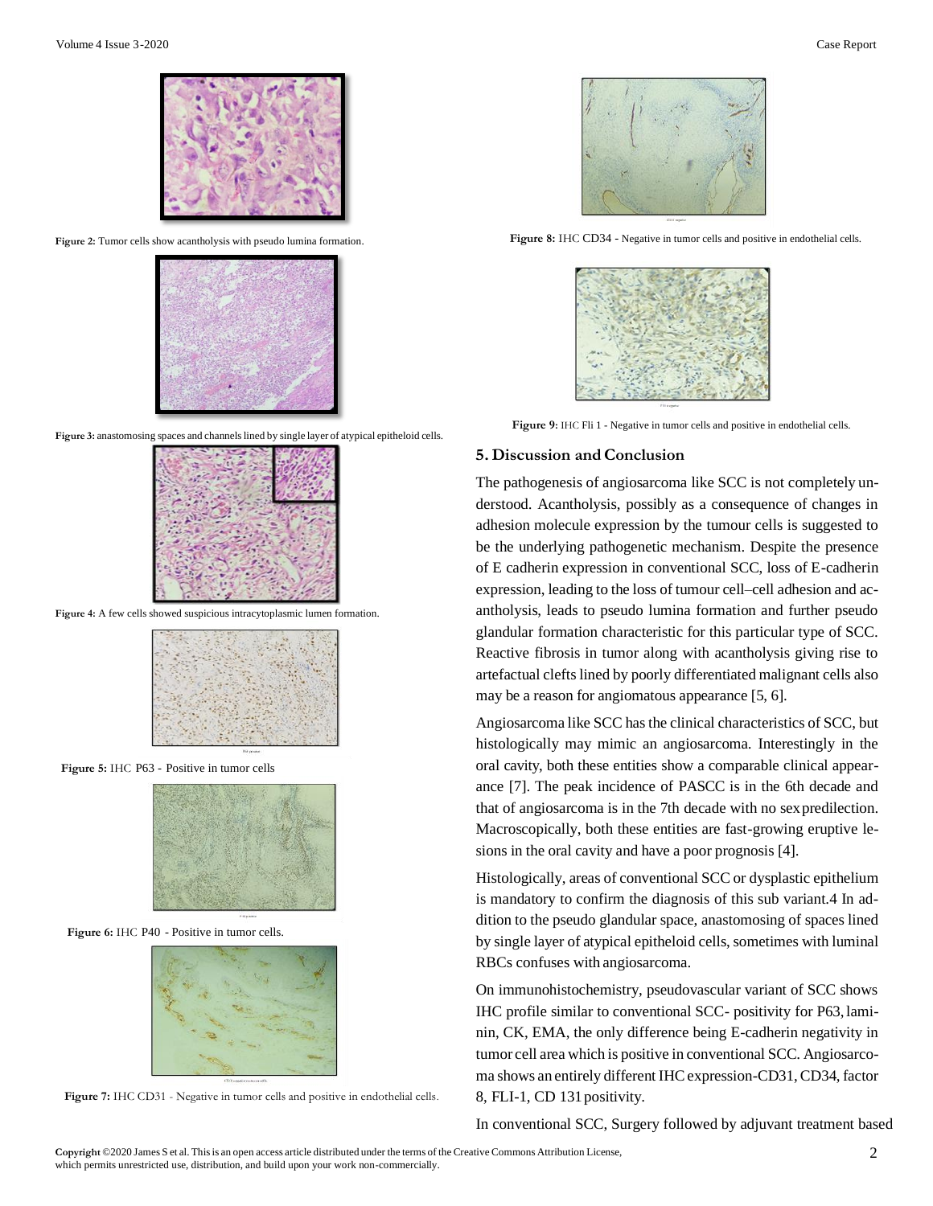Figure 2: Tumor cells show acantholysis with pseudo lumina formation.

Figure 3: anastomosing spaces and channels lined by single layer of atypical epitheloid cells.

Figure 4: A few cells showed suspicious intracytoplasmic lumen formation.

Figure 5: IHC P63 - Positive in tumor cells

Figure 6: IHC P40 - Positive in tumor cells.

Figure 7: IHC CD31 - Negative in tumor cells and positive in endothelial cells.

Figure 8: IHC CD34 - Negative in tumor cells and positive in endothelial cells.

Figure 9: IHC Fli 1 - Negative in tumor cells and positive in endothelial cells.

## 5. Discussion and Conclusion

The pathogenesis of angiosarcoma like SCC is not completely understood. Acantholysis, possibly as a consequence of changes in adhesion molecule expression by the tumour cells is suggested to be the underlying pathogenetic mechanism. Despite the presence of E cadherin expression in conventional SCC, loss of E-cadherin expression, leading to the loss of tumour cell–cell adhesion and acantholysis, leads to pseudo lumina formation and further pseudo glandular formation characteristic for this particular type of SCC. Reactive fibrosis in tumor along with acantholysis giving rise to artefactual clefts lined by poorly differentiated malignant cells also may be a reason for angiomatous appearance [5, 6].

Angiosarcoma like SCC has the clinical characteristics of SCC, but histologically may mimic an angiosarcoma. Interestingly in the oral cavity, both these entities show a comparable clinical appearance [7]. The peak incidence of PASCC is in the 6th decade and that of angiosarcoma is in the 7th decade with no sex predilection. Macroscopically, both these entities are fast-growing eruptive lesions in the oral cavity and have a poor prognosis [4].

Histologically, areas of conventional SCC or dysplastic epithelium is mandatory to confirm the diagnosis of this sub variant.4 In addition to the pseudo glandular space, anastomosing of spaces lined by single layer of atypical epitheloid cells, sometimes with luminal RBCs confuses with angiosarcoma.

On immunohistochemistry, pseudovascular variant of SCC shows IHC profile similar to conventional SCC- positivity for P63, laminin, CK, EMA, the only difference being E-cadherin negativity in tumor cell area which is positive in conventional SCC. Angiosarcoma shows an entirely different IHC expression-CD31, CD34, factor 8, FLI-1, CD 131 positivity.

In conventional SCC, Surgery followed by adjuvant treatment based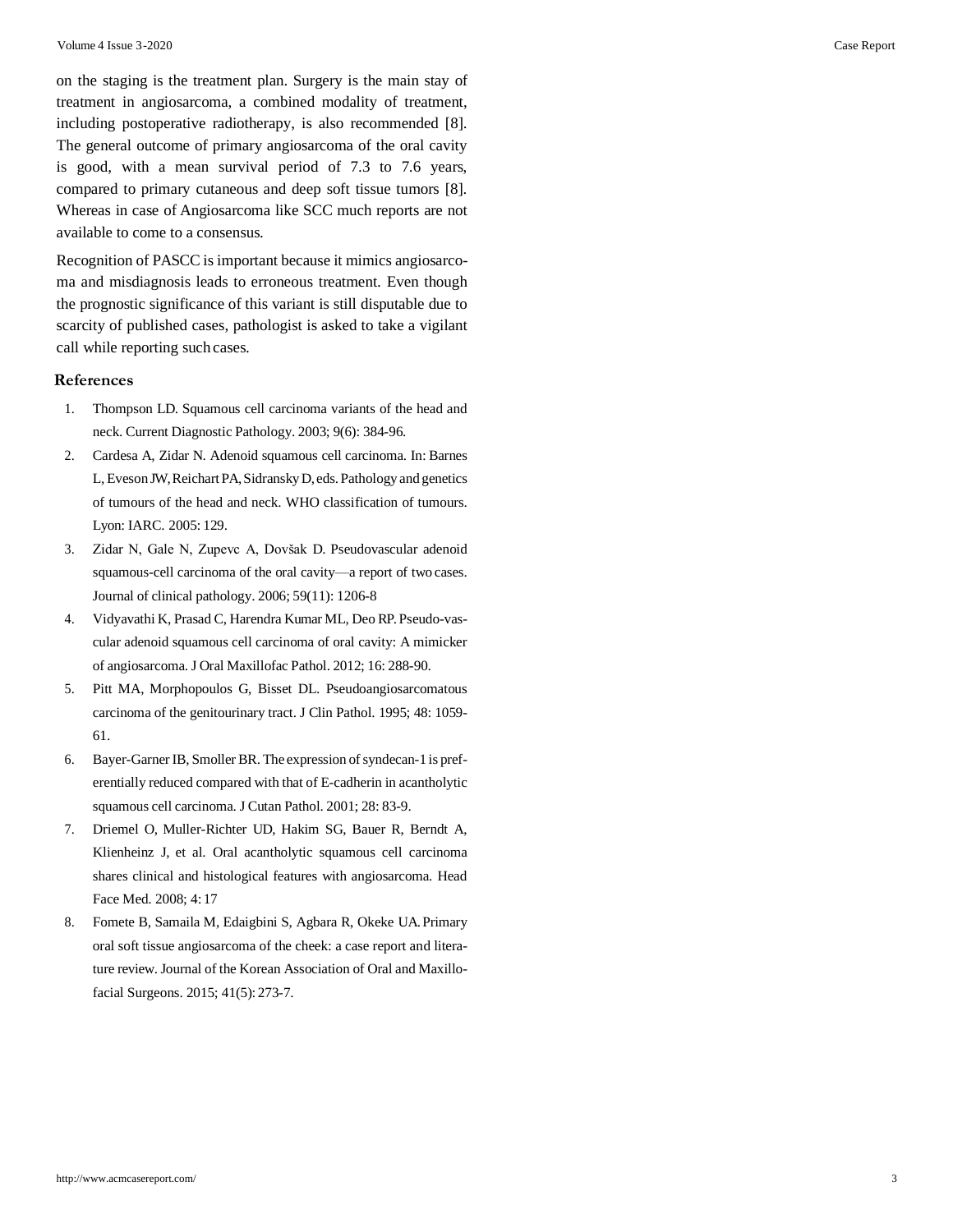on the staging is the treatment plan. Surgery is the main stay of treatment in angiosarcoma, a combined modality of treatment, including postoperative radiotherapy, is also recommended [8]. The general outcome of primary angiosarcoma of the oral cavity is good, with a mean survival period of 7.3 to 7.6 years, compared to primary cutaneous and deep soft tissue tumors [8]. Whereas in case of Angiosarcoma like SCC much reports are not available to come to a consensus.

Recognition of PASCC is important because it mimics angiosarcoma and misdiagnosis leads to erroneous treatment. Even though the prognostic significance of this variant is still disputable due to scarcity of published cases, pathologist is asked to take a vigilant call while reporting such cases.

## References

1. Thompson LD. Squamous cell carcinoma variants of the head and neck. Current Diagnostic Pathology. 2003; 9(6): 384-96.
2. Cardesa A, Zidar N. Adenoid squamous cell carcinoma. In: Barnes L, Eveson JW, Reichart PA, Sidransky D, eds. Pathology and genetics of tumours of the head and neck. WHO classification of tumours. Lyon: IARC. 2005: 129.
3. Zidar N, Gale N, Zupevc A, Dovšak D. Pseudovascular adenoid squamous-cell carcinoma of the oral cavity—a report of two cases. Journal of clinical pathology. 2006; 59(11): 1206-8
4. Vidyavathi K, Prasad C, Harendra Kumar ML, Deo RP. Pseudo-vascular adenoid squamous cell carcinoma of oral cavity: A mimicker of angiosarcoma. J Oral Maxillofac Pathol. 2012; 16: 288-90.
5. Pitt MA, Morphopoulos G, Bisset DL. Pseudoangiosarcomatous carcinoma of the genitourinary tract. J Clin Pathol. 1995; 48: 1059-61.
6. Bayer-Garner IB, Smoller BR. The expression of syndecan-1 is preferentially reduced compared with that of E-cadherin in acantholytic squamous cell carcinoma. J Cutan Pathol. 2001; 28: 83-9.
7. Driemel O, Muller-Richter UD, Hakim SG, Bauer R, Berndt A, Klienheinz J, et al. Oral acantholytic squamous cell carcinoma shares clinical and histological features with angiosarcoma. Head Face Med. 2008; 4: 17
8. Fomete B, Samaila M, Edaigbini S, Agbara R, Okeke UA. Primary oral soft tissue angiosarcoma of the cheek: a case report and literature review. Journal of the Korean Association of Oral and Maxillofacial Surgeons. 2015; 41(5): 273-7.